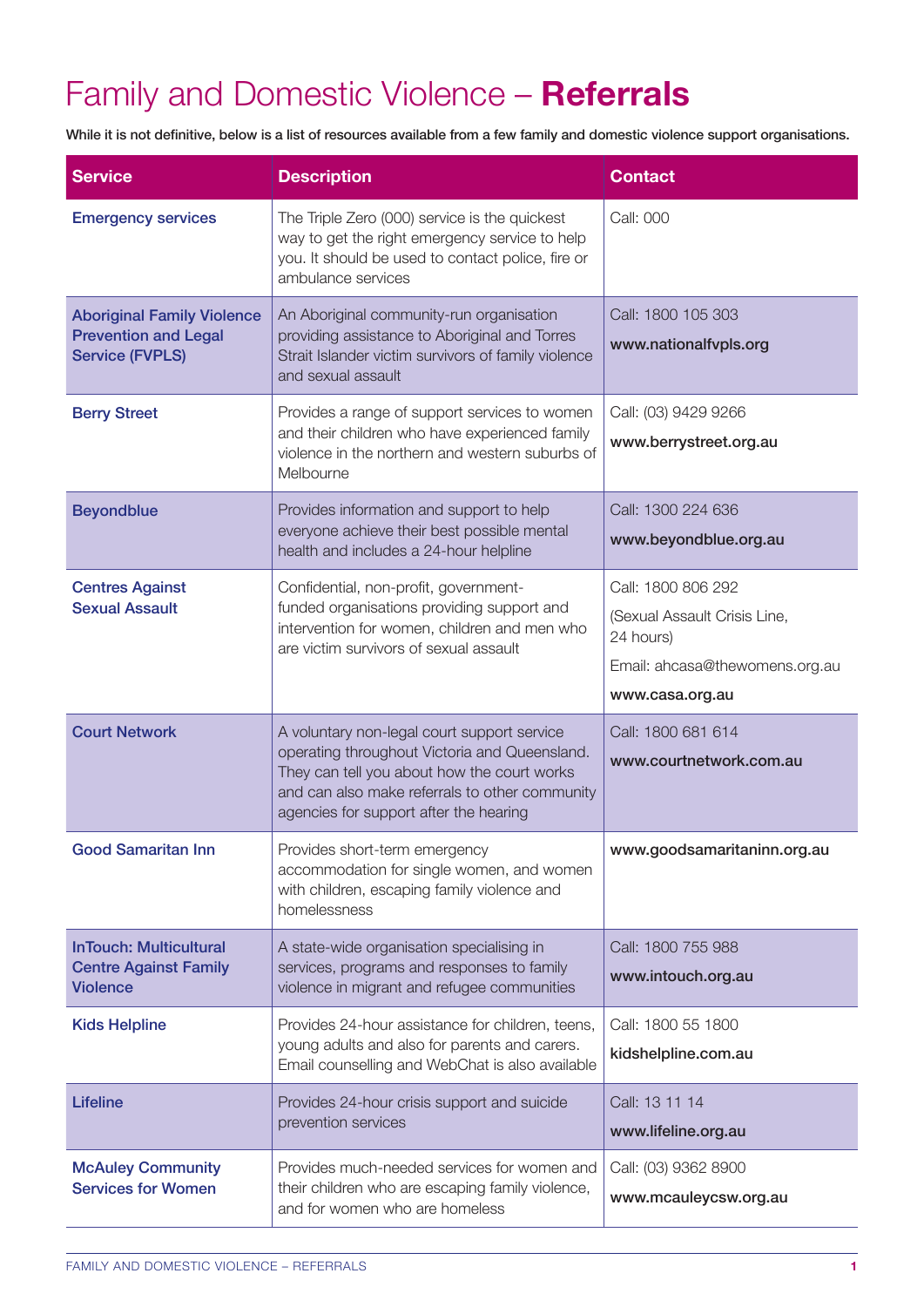# Family and Domestic Violence – **Referrals**

While it is not definitive, below is a list of resources available from a few family and domestic violence support organisations.

| Service | Description | Contact |
|---|---|---|
| **Emergency services** | The Triple Zero (000) service is the quickest way to get the right emergency service to help you. It should be used to contact police, fire or ambulance services | Call: 000 |
| **Aboriginal Family Violence Prevention and Legal Service (FVPLS)** | An Aboriginal community-run organisation providing assistance to Aboriginal and Torres Strait Islander victim survivors of family violence and sexual assault | Call: 1800 105 303<br>**www.nationalfvpls.org** |
| **Berry Street** | Provides a range of support services to women and their children who have experienced family violence in the northern and western suburbs of Melbourne | Call: (03) 9429 9266<br>**www.berrystreet.org.au** |
| **Beyondblue** | Provides information and support to help everyone achieve their best possible mental health and includes a 24-hour helpline | Call: 1300 224 636<br>**www.beyondblue.org.au** |
| **Centres Against Sexual Assault** | Confidential, non-profit, government-funded organisations providing support and intervention for women, children and men who are victim survivors of sexual assault | Call: 1800 806 292<br>(Sexual Assault Crisis Line, 24 hours)<br>Email: ahcasa@thewomens.org.au<br>**www.casa.org.au** |
| **Court Network** | A voluntary non-legal court support service operating throughout Victoria and Queensland. They can tell you about how the court works and can also make referrals to other community agencies for support after the hearing | Call: 1800 681 614<br>**www.courtnetwork.com.au** |
| **Good Samaritan Inn** | Provides short-term emergency accommodation for single women, and women with children, escaping family violence and homelessness | **www.goodsamaritaninn.org.au** |
| **InTouch: Multicultural Centre Against Family Violence** | A state-wide organisation specialising in services, programs and responses to family violence in migrant and refugee communities | Call: 1800 755 988<br>**www.intouch.org.au** |
| **Kids Helpline** | Provides 24-hour assistance for children, teens, young adults and also for parents and carers. Email counselling and WebChat is also available | Call: 1800 55 1800<br>**kidshelpline.com.au** |
| **Lifeline** | Provides 24-hour crisis support and suicide prevention services | Call: 13 11 14<br>**www.lifeline.org.au** |
| **McAuley Community Services for Women** | Provides much-needed services for women and their children who are escaping family violence, and for women who are homeless | Call: (03) 9362 8900<br>**www.mcauleycsw.org.au** |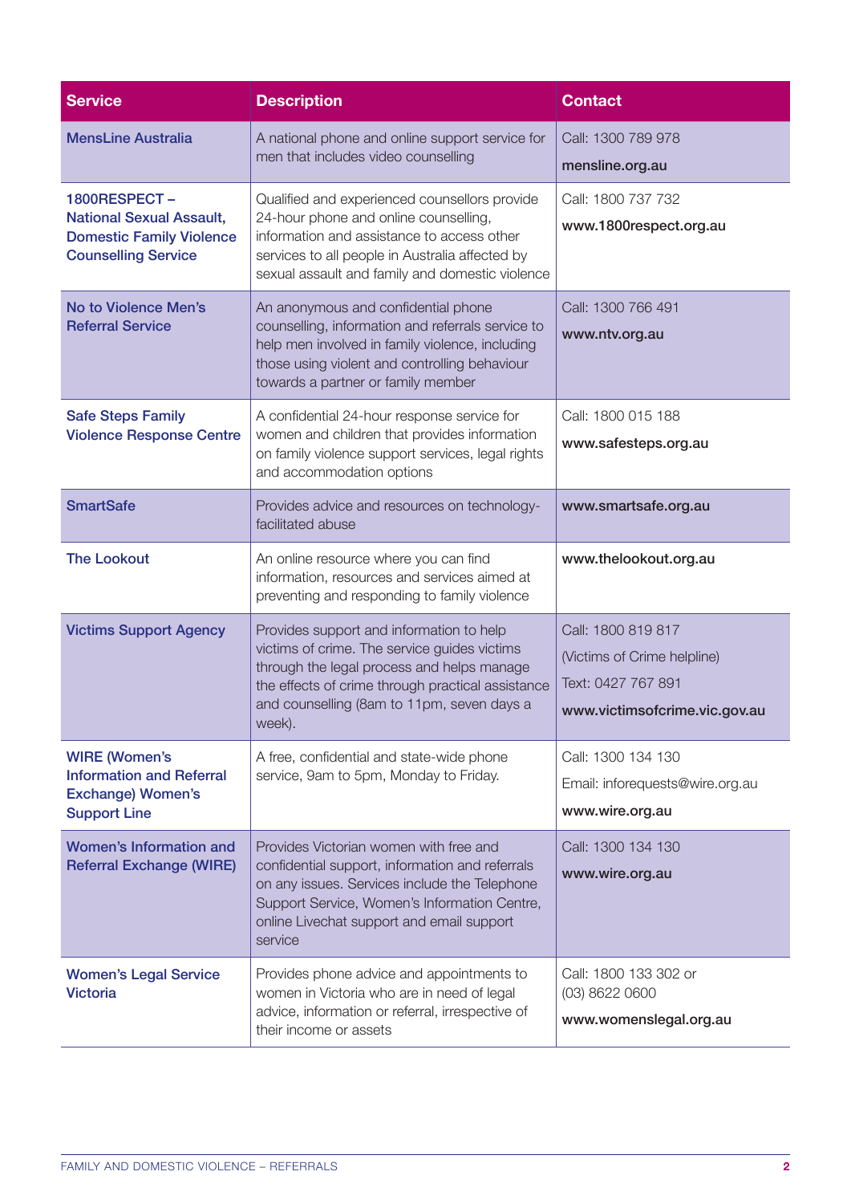| Service | Description | Contact |
|---|---|---|
| MensLine Australia | A national phone and online support service for men that includes video counselling | Call: 1300 789 978<br>mensline.org.au |
| 1800RESPECT – National Sexual Assault, Domestic Family Violence Counselling Service | Qualified and experienced counsellors provide 24-hour phone and online counselling, information and assistance to access other services to all people in Australia affected by sexual assault and family and domestic violence | Call: 1800 737 732<br>www.1800respect.org.au |
| No to Violence Men's Referral Service | An anonymous and confidential phone counselling, information and referrals service to help men involved in family violence, including those using violent and controlling behaviour towards a partner or family member | Call: 1300 766 491<br>www.ntv.org.au |
| Safe Steps Family Violence Response Centre | A confidential 24-hour response service for women and children that provides information on family violence support services, legal rights and accommodation options | Call: 1800 015 188<br>www.safesteps.org.au |
| SmartSafe | Provides advice and resources on technology-facilitated abuse | www.smartsafe.org.au |
| The Lookout | An online resource where you can find information, resources and services aimed at preventing and responding to family violence | www.thelookout.org.au |
| Victims Support Agency | Provides support and information to help victims of crime. The service guides victims through the legal process and helps manage the effects of crime through practical assistance and counselling (8am to 11pm, seven days a week). | Call: 1800 819 817<br>(Victims of Crime helpline)<br>Text: 0427 767 891<br>www.victimsofcrime.vic.gov.au |
| WIRE (Women's Information and Referral Exchange) Women's Support Line | A free, confidential and state-wide phone service, 9am to 5pm, Monday to Friday. | Call: 1300 134 130<br>Email: inforequests@wire.org.au<br>www.wire.org.au |
| Women's Information and Referral Exchange (WIRE) | Provides Victorian women with free and confidential support, information and referrals on any issues. Services include the Telephone Support Service, Women's Information Centre, online Livechat support and email support service | Call: 1300 134 130<br>www.wire.org.au |
| Women's Legal Service Victoria | Provides phone advice and appointments to women in Victoria who are in need of legal advice, information or referral, irrespective of their income or assets | Call: 1800 133 302 or (03) 8622 0600<br>www.womenslegal.org.au |